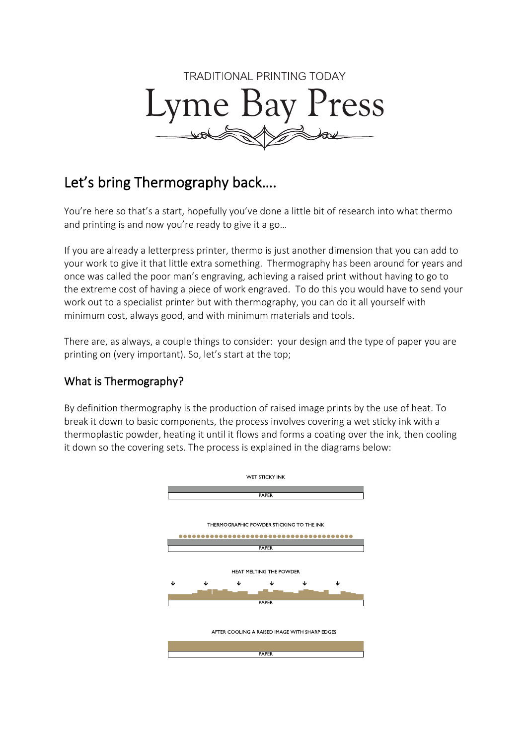TRADITIONAL PRINTING TODAY

# Lyme Bay Press

## Let's bring Thermography back….

You're here so that's a start, hopefully you've done a little bit of research into what thermo and printing is and now you're ready to give it a go…

If you are already a letterpress printer, thermo is just another dimension that you can add to your work to give it that little extra something. Thermography has been around for years and once was called the poor man's engraving, achieving a raised print without having to go to the extreme cost of having a piece of work engraved. To do this you would have to send your work out to a specialist printer but with thermography, you can do it all yourself with minimum cost, always good, and with minimum materials and tools.

There are, as always, a couple things to consider: your design and the type of paper you are printing on (very important). So, let's start at the top;

### What is Thermography?

By definition thermography is the production of raised image prints by the use of heat. To break it down to basic components, the process involves covering a wet sticky ink with a thermoplastic powder, heating it until it flows and forms a coating over the ink, then cooling it down so the covering sets. The process is explained in the diagrams below:

WET STICKY INK

PAPER

THERMOGRAPHIC POWDER STICKING TO THE INK

PAPER

HEAT MELTING THE POWDER

PAPER

AFTER COOLING A RAISED IMAGE WITH SHARP EDGES

PAPER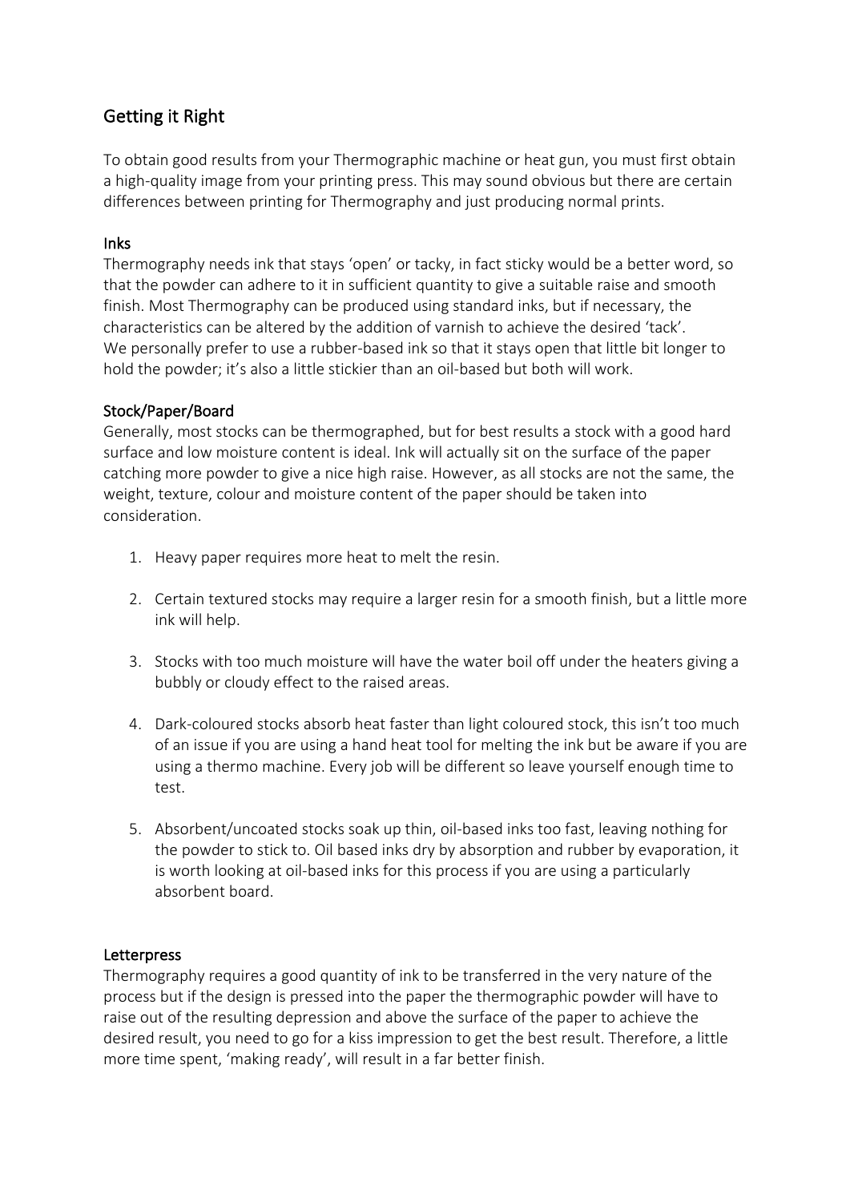## Getting it Right

To obtain good results from your Thermographic machine or heat gun, you must first obtain a high-quality image from your printing press. This may sound obvious but there are certain differences between printing for Thermography and just producing normal prints.

### Inks

Thermography needs ink that stays 'open' or tacky, in fact sticky would be a better word, so that the powder can adhere to it in sufficient quantity to give a suitable raise and smooth finish. Most Thermography can be produced using standard inks, but if necessary, the characteristics can be altered by the addition of varnish to achieve the desired 'tack'. We personally prefer to use a rubber-based ink so that it stays open that little bit longer to hold the powder; it's also a little stickier than an oil-based but both will work.

### Stock/Paper/Board

Generally, most stocks can be thermographed, but for best results a stock with a good hard surface and low moisture content is ideal. Ink will actually sit on the surface of the paper catching more powder to give a nice high raise. However, as all stocks are not the same, the weight, texture, colour and moisture content of the paper should be taken into consideration.

1. Heavy paper requires more heat to melt the resin.

2. Certain textured stocks may require a larger resin for a smooth finish, but a little more ink will help.

3. Stocks with too much moisture will have the water boil off under the heaters giving a bubbly or cloudy effect to the raised areas.

4. Dark-coloured stocks absorb heat faster than light coloured stock, this isn't too much of an issue if you are using a hand heat tool for melting the ink but be aware if you are using a thermo machine. Every job will be different so leave yourself enough time to test.

5. Absorbent/uncoated stocks soak up thin, oil-based inks too fast, leaving nothing for the powder to stick to. Oil based inks dry by absorption and rubber by evaporation, it is worth looking at oil-based inks for this process if you are using a particularly absorbent board.

### Letterpress

Thermography requires a good quantity of ink to be transferred in the very nature of the process but if the design is pressed into the paper the thermographic powder will have to raise out of the resulting depression and above the surface of the paper to achieve the desired result, you need to go for a kiss impression to get the best result. Therefore, a little more time spent, 'making ready', will result in a far better finish.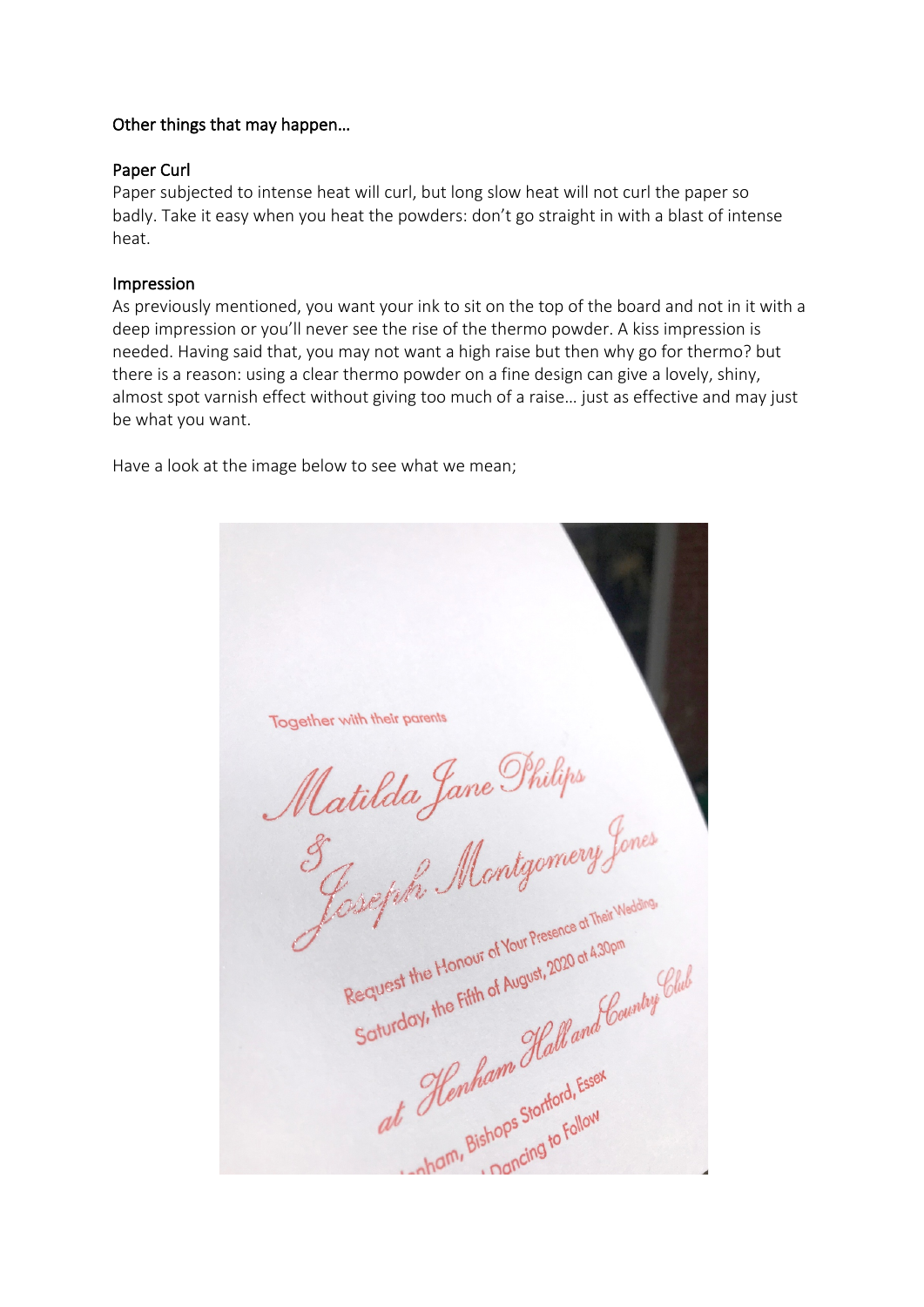Other things that may happen…

Paper Curl

Paper subjected to intense heat will curl, but long slow heat will not curl the paper so badly. Take it easy when you heat the powders: don't go straight in with a blast of intense heat.

Impression

As previously mentioned, you want your ink to sit on the top of the board and not in it with a deep impression or you'll never see the rise of the thermo powder. A kiss impression is needed. Having said that, you may not want a high raise but then why go for thermo? but there is a reason: using a clear thermo powder on a fine design can give a lovely, shiny, almost spot varnish effect without giving too much of a raise… just as effective and may just be what you want.

Have a look at the image below to see what we mean;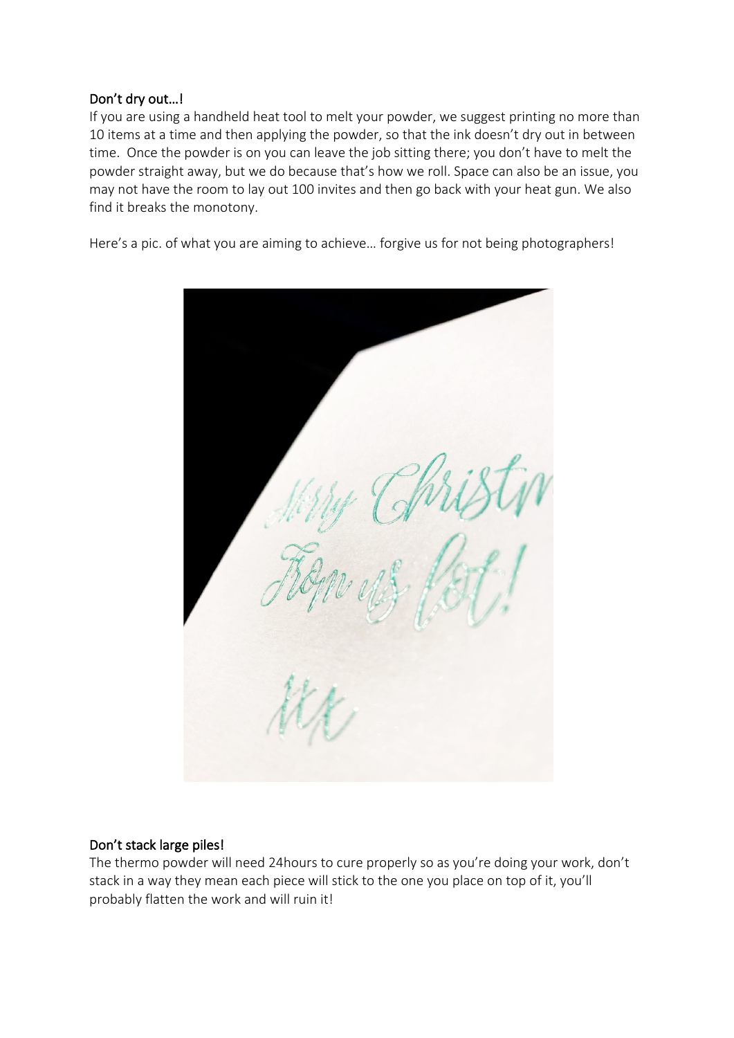## Don't dry out…!

If you are using a handheld heat tool to melt your powder, we suggest printing no more than 10 items at a time and then applying the powder, so that the ink doesn't dry out in between time. Once the powder is on you can leave the job sitting there; you don't have to melt the powder straight away, but we do because that's how we roll. Space can also be an issue, you may not have the room to lay out 100 invites and then go back with your heat gun. We also find it breaks the monotony.

Here's a pic. of what you are aiming to achieve… forgive us for not being photographers!

## Don't stack large piles!

The thermo powder will need 24hours to cure properly so as you're doing your work, don't stack in a way they mean each piece will stick to the one you place on top of it, you'll probably flatten the work and will ruin it!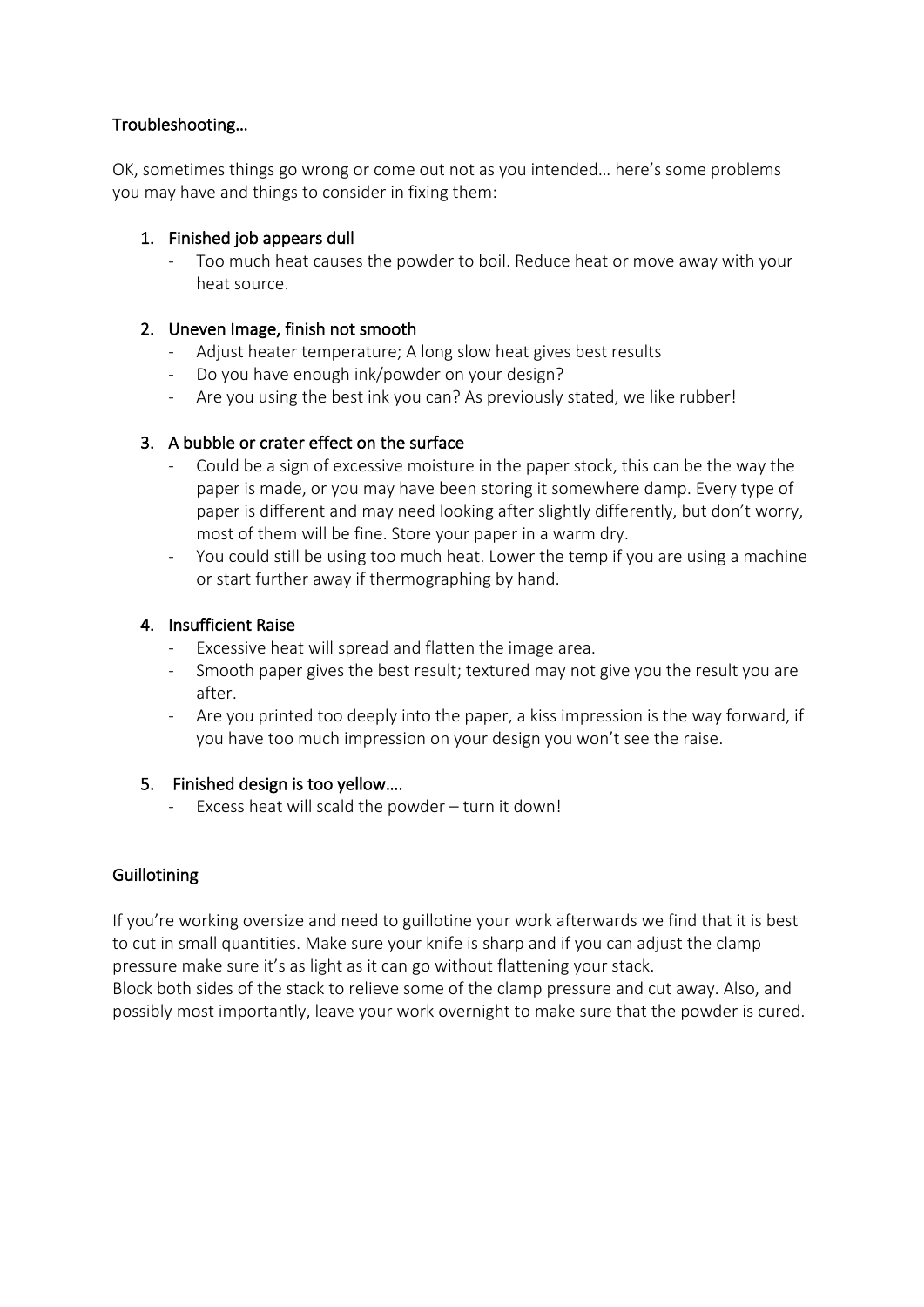## Troubleshooting…

OK, sometimes things go wrong or come out not as you intended… here's some problems you may have and things to consider in fixing them:

1. Finished job appears dull
   - Too much heat causes the powder to boil. Reduce heat or move away with your heat source.

2. Uneven Image, finish not smooth
   - Adjust heater temperature; A long slow heat gives best results
   - Do you have enough ink/powder on your design?
   - Are you using the best ink you can? As previously stated, we like rubber!

3. A bubble or crater effect on the surface
   - Could be a sign of excessive moisture in the paper stock, this can be the way the paper is made, or you may have been storing it somewhere damp. Every type of paper is different and may need looking after slightly differently, but don't worry, most of them will be fine. Store your paper in a warm dry.
   - You could still be using too much heat. Lower the temp if you are using a machine or start further away if thermographing by hand.

4. Insufficient Raise
   - Excessive heat will spread and flatten the image area.
   - Smooth paper gives the best result; textured may not give you the result you are after.
   - Are you printed too deeply into the paper, a kiss impression is the way forward, if you have too much impression on your design you won't see the raise.

5. Finished design is too yellow….
   - Excess heat will scald the powder – turn it down!

## Guillotining

If you're working oversize and need to guillotine your work afterwards we find that it is best to cut in small quantities. Make sure your knife is sharp and if you can adjust the clamp pressure make sure it's as light as it can go without flattening your stack.
Block both sides of the stack to relieve some of the clamp pressure and cut away. Also, and possibly most importantly, leave your work overnight to make sure that the powder is cured.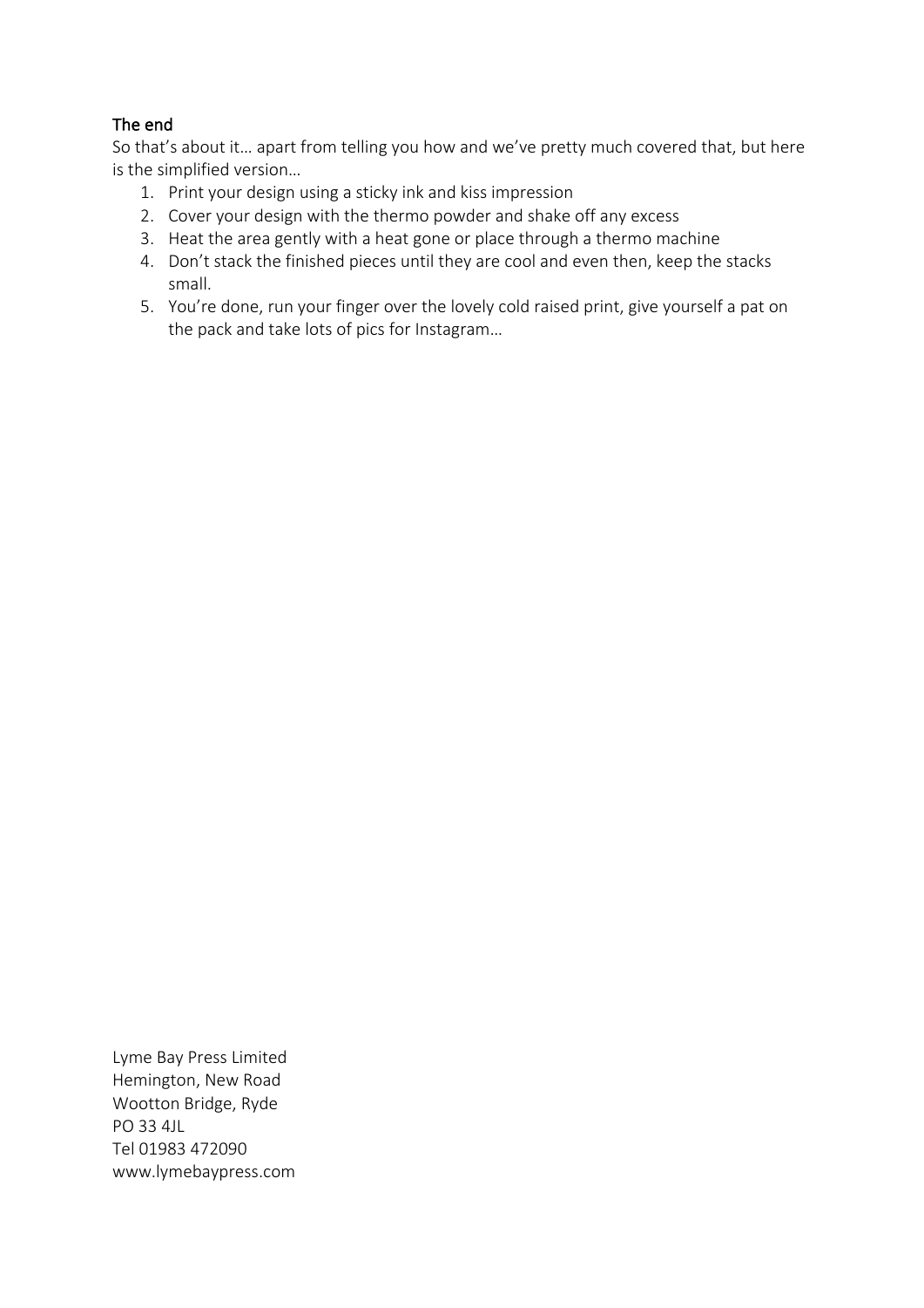## The end

So that's about it… apart from telling you how and we've pretty much covered that, but here is the simplified version…

1. Print your design using a sticky ink and kiss impression
2. Cover your design with the thermo powder and shake off any excess
3. Heat the area gently with a heat gone or place through a thermo machine
4. Don't stack the finished pieces until they are cool and even then, keep the stacks small.
5. You're done, run your finger over the lovely cold raised print, give yourself a pat on the pack and take lots of pics for Instagram…

Lyme Bay Press Limited
Hemington, New Road
Wootton Bridge, Ryde
PO 33 4JL
Tel 01983 472090
www.lymebaypress.com